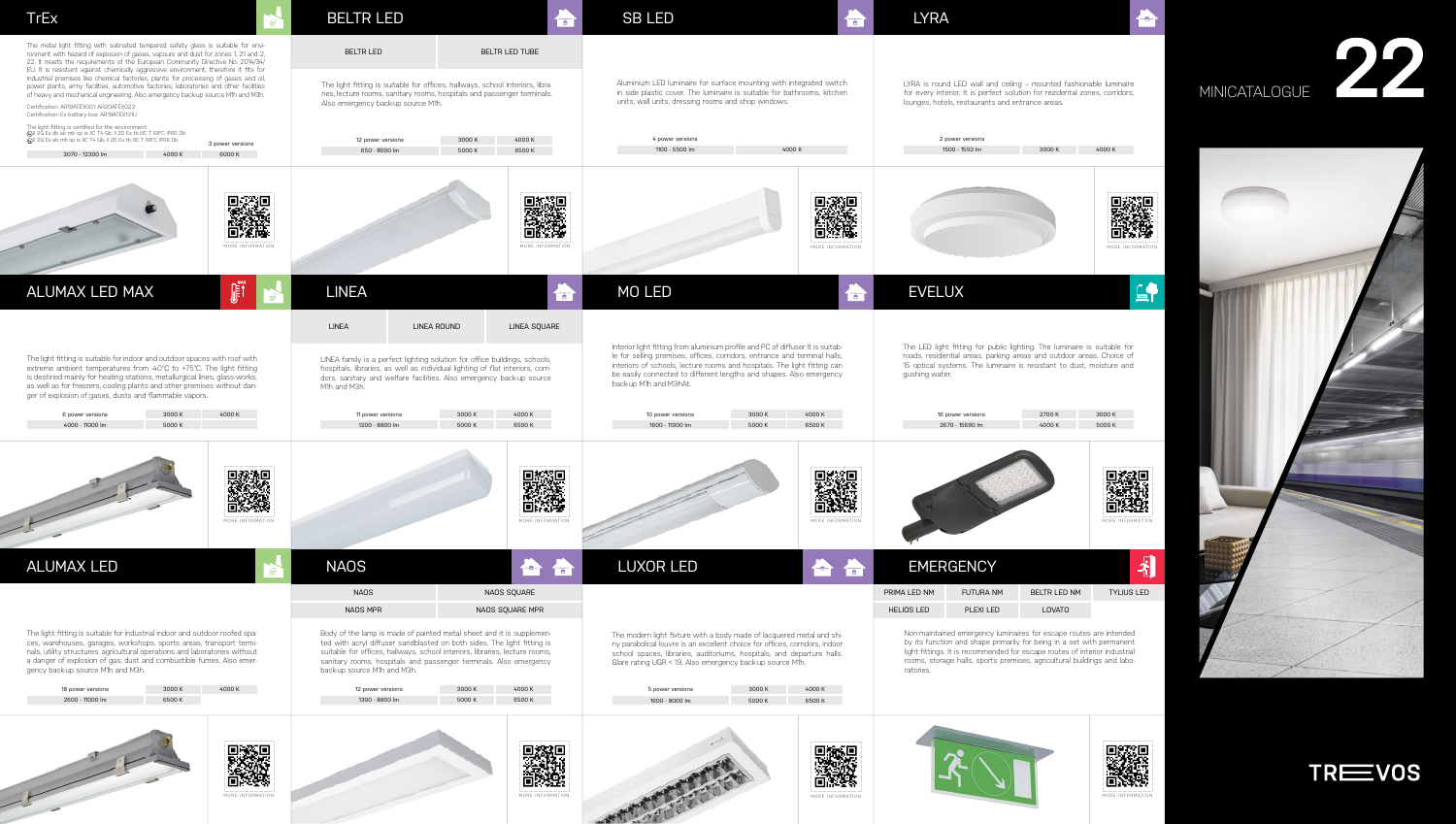# MINICATALOGUE 22

## TrEx

The metal light fitting with satinated tempered safety glass is suitable for environment with hazard of explosion of gases, vapours and dust for zones 1, 21 and 2, 22. It meets the requirements of the European Community Directive No. 2014/34/EU. It is resistant against chemically aggressive environment, therefore it fits for industrial premises like chemical factories, plants for processing of gases and oil, power plants, army facilities, automotive factories, laboratories and other facilities of heavy and mechanical engineering. Also emergency backup source M1h and M3h.

Certification: AR19ATEX001, AR20ATEX023
Certification: Ex battery box: AR19ATEX131U

The light fitting is certified for the environment:
II 2G Ex db eb mb op is IIC T4 Gb; II 2D Ex tb IIIC T 68°C IP66 Db
II 2G Ex eb mb op is IIC T4 Gb; II 2D Ex tb IIIC T 68°C IP66 Db

| 3 power versions | | |
|---|---|---|
| 3070 - 12300 lm | 4000 K | 6000 K |

MORE INFORMATION

## BELTR LED

| BELTR LED | BELTR LED TUBE |
|---|---|

The light fitting is suitable for offices, hallways, school interiors, libraries, lecture rooms, sanitary rooms, hospitals and passenger terminals. Also emergency back-up source M1h.

| 12 power versions | 3000 K | 4000 K |
|---|---|---|
| 650 - 8000 lm | 5000 K | 6500 K |

MORE INFORMATION

## SB LED

Aluminium LED luminaire for surface mounting with integrated switch in side plastic cover. The luminaire is suitable for bathrooms, kitchen units, wall units, dressing rooms and shop windows.

| 4 power versions | |
|---|---|
| 1100 - 5500 lm | 4000 K |

MORE INFORMATION

## LYRA

LYRA is round LED wall and ceiling – mounted fashionable luminaire for every interior. It is perfect solution for rezidential zones, corridors, lounges, hotels, restaurants and entrance areas.

| 2 power versions | | |
|---|---|---|
| 1500 - 1550 lm | 3000 K | 4000 K |

MORE INFORMATION

## ALUMAX LED MAX

The light fitting is suitable for indoor and outdoor spaces with roof with extreme ambient temperatures from -40°C to +75°C. The light fitting is destined mainly for heating stations, metallurgical lines, glass-works, as well as for freezers, cooling plants and other premises without danger of explosion of gases, dusts and flammable vapors.

| 6 power versions | 3000 K | 4000 K |
|---|---|---|
| 4000 - 11000 lm | 5000 K | |

MORE INFORMATION

## LINEA

| LINEA | LINEA ROUND | LINEA SQUARE |
|---|---|---|

LINEA family is a perfect lighting solution for office buildings, schools, hospitals, libraries, as well as individual lighting of flat interiors, corridors, sanitary and welfare facilities. Also emergency back-up source M1h and M3h.

| 11 power versions | 3000 K | 4000 K |
|---|---|---|
| 1200 - 8800 lm | 5000 K | 6500 K |

MORE INFORMATION

## MO LED

Interior light fitting from aluminium profile and PC of diffuser It is suitable for selling premises, offices, corridors, entrance and terminal halls, interiors of schools, lecture rooms and hospitals. The light fitting can be easily connected to different lengths and shapes. Also emergency back-up M1h and M3hAt.

| 10 power versions | 3000 K | 4000 K |
|---|---|---|
| 1600 - 11000 lm | 5000 K | 6500 K |

MORE INFORMATION

## EVELUX

The LED light fitting for public lighting. The luminaire is suitable for roads, residential areas, parking areas and outdoor areas. Choice of 15 optical systems. The luminaire is resistant to dust, moisture and gushing water.

| 16 power versions | 2700 K | 3000 K |
|---|---|---|
| 2670 - 15690 lm | 4000 K | 5000 K |

MORE INFORMATION

## ALUMAX LED

The light fitting is suitable for industrial indoor and outdoor roofed spaces, warehouses, garages, workshops, sports areas, transport terminals, utility structures, agricultural operations and laboratories without a danger of explosion of gas, dust and combustible fumes. Also emergency back-up source M1h and M3h.

| 18 power versions | 3000 K | 4000 K |
|---|---|---|
| 2600 - 11000 lm | 6500 K | |

MORE INFORMATION

## NAOS

| NAOS | NAOS SQUARE |
|---|---|
| NAOS MPR | NAOS SQUARE MPR |

Body of the lamp is made of painted metal sheet and it is supplemented with acryl diffuser sandblasted on both sides. The light fitting is suitable for offices, hallways, school interiors, libraries, lecture rooms, sanitary rooms, hospitals and passenger terminals. Also emergency back-up source M1h and M3h.

| 12 power versions | 3000 K | 4000 K |
|---|---|---|
| 1300 - 8800 lm | 5000 K | 6500 K |

MORE INFORMATION

## LUXOR LED

The modern light fixture with a body made of lacquered metal and shiny parabolical louvre is an excellent choice for offices, corridors, indoor school spaces, libraries, auditoriums, hospitals, and departure halls. Glare rating UGR < 19. Also emergency back-up source M1h.

| 5 power versions | 3000 K | 4000 K |
|---|---|---|
| 1600 - 8000 lm | 5000 K | 6500 K |

MORE INFORMATION

## EMERGENCY

| PRIMA LED NM | FUTURA NM | BELTR LED NM | TYLIUS LED |
|---|---|---|---|
| HELIOS LED | PLEXI LED | LOVATO | |

Non-maintained emergency luminaires for escape routes are intended by its function and shape primarily for being in a set with permanent light fittings. It is recommended for escape routes of interior industrial rooms, storage halls, sports premises, agricultural buildings and laboratories.

MORE INFORMATION

TREVOS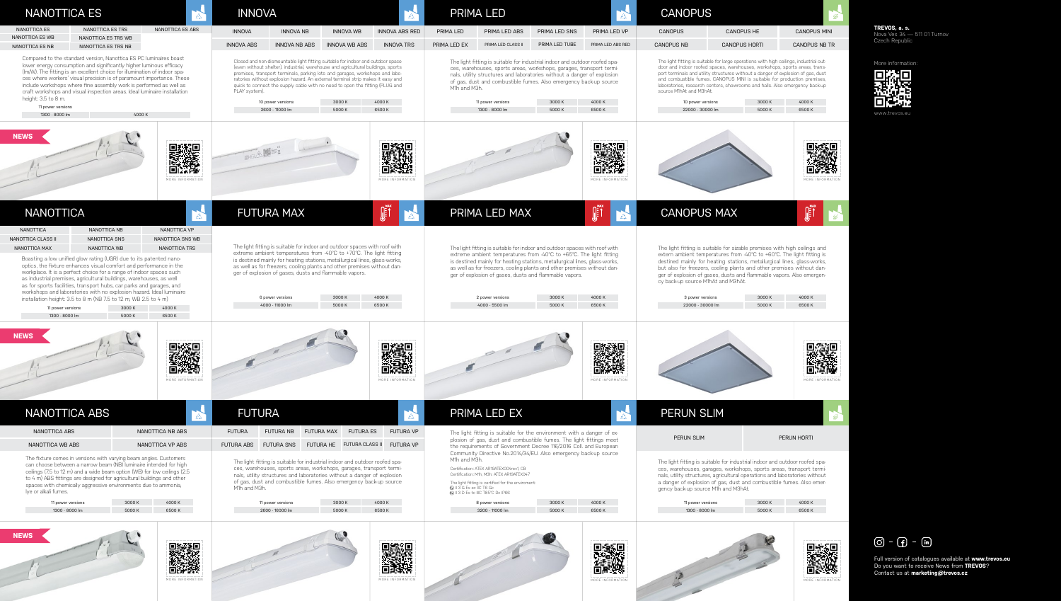## NANOTTICA ES

| | | |
|---|---|---|
| NANOTTICA ES | NANOTTICA ES TRS | NANOTTICA ES ABS |
| NANOTTICA ES WB | NANOTTICA ES TRS WB | |
| NANOTTICA ES NB | NANOTTICA ES TRS NB | |

Compared to the standard version, Nanottica ES PC luminaires boast lower energy consumption and significantly higher luminous efficacy (lm/W). The fitting is an excellent choice for illumination of indoor spaces where workers' visual precision is of paramount importance. These include workshops where fine assembly work is performed as well as craft workshops and visual inspection areas. Ideal luminaire installation height: 3.5 to 8 m.

| | |
|---|---|
| 11 power versions | |
| 1300 - 8000 lm | 4000 K |

NEWS

MORE INFORMATION

## INNOVA

| | | | |
|---|---|---|---|
| INNOVA | INNOVA NB | INNOVA WB | INNOVA ABS RED |
| INNOVA ABS | INNOVA NB ABS | INNOVA WB ABS | INNOVA TRS |

Closed and non-dismountable light fitting suitable for indoor and outdoor space (even without shelter), industrial, warehouse and agricultural buildings, sports premises, transport terminals, parking lots and garages, workshops and laboratories without a danger of explosion hazard. An external terminal strip makes it easy and quick to connect the supply cable with no need to open the fitting (PLUG and PLAY system).

| | | |
|---|---|---|
| 10 power versions | 3000 K | 4000 K |
| 2600 - 11000 lm | 5000 K | 6500 K |

MORE INFORMATION

## PRIMA LED

| | | | |
|---|---|---|---|
| PRIMA LED | PRIMA LED ABS | PRIMA LED SNS | PRIMA LED VP |
| PRIMA LED EX | PRIMA LED CLASS II | PRIMA LED TUBE | PRIMA LED ABS RED |

The light fitting is suitable for industrial indoor and outdoor roofed spaces, warehouses, sports areas, workshops, garages, transport terminals, utility structures and laboratories without a danger of explosion of gas, dust and combustible fumes. Also emergency backup source M1h and M3h.

| | | |
|---|---|---|
| 11 power versions | 3000 K | 4000 K |
| 1300 - 8000 lm | 5000 K | 6500 K |

MORE INFORMATION

## CANOPUS

| | | |
|---|---|---|
| CANOPUS | CANOPUS HE | CANOPUS MINI |
| CANOPUS NB | CANOPUS HORTI | CANOPUS NB TR |

The light fitting is suitable for large operations with high ceilings, industrial outdoor and indoor roofed spaces, warehouses, workshops, sports areas, transport terminals and utility structures without a danger of explosion of gas, dust and combustible fumes. CANOPUS MINI is suitable for production premises, laboratories, research centers, showrooms and halls. Also emergency backup source M1hAt and M3hAt.

| | | |
|---|---|---|
| 10 power versions | 3000 K | 4000 K |
| 22000 - 30000 lm | 5000 K | 6500 K |

MORE INFORMATION

## NANOTTICA

| | | |
|---|---|---|
| NANOTTICA | NANOTTICA NB | NANOTTICA VP |
| NANOTTICA CLASS II | NANOTTICA SNS | NANOTTICA SNS WB |
| NANOTTICA MAX | NANOTTICA WB | NANOTTICA TRS |

Boasting a low unified glow rating (UGR) due to its patented nanooptics, the fixture enhances visual comfort and performance in the workplace. It is a perfect choice for a range of indoor spaces such as industrial premises, agricultural buildings, warehouses, as well as for sports facilities, transport hubs, car parks and garages, and workshops and laboratories with no explosion hazard. Ideal luminaire installation height: 3.5 to 8 m (NB 7.5 to 12 m, WB 2.5 to 4 m)

| | | |
|---|---|---|
| 11 power versions | 3000 K | 4000 K |
| 1300 - 8000 lm | 5000 K | 6500 K |

NEWS

MORE INFORMATION

## FUTURA MAX

The light fitting is suitable for indoor and outdoor spaces with roof with extreme ambient temperatures from -40°C to +70°C. The light fitting is destined mainly for heating stations, metallurgical lines, glass-works, as well as for freezers, cooling plants and other premises without danger of explosion of gases, dusts and flammable vapors.

| | | |
|---|---|---|
| 6 power versions | 3000 K | 4000 K |
| 4000 - 11000 lm | 5000 K | 6500 K |

MORE INFORMATION

## PRIMA LED MAX

The light fitting is suitable for indoor and outdoor spaces with roof with extreme ambient temperatures from -40°C to +65°C. The light fitting is destined mainly for heating stations, metallurgical lines, glass-works, as well as for freezers, cooling plants and other premises without danger of explosion of gases, dusts and flammable vapors.

| | | |
|---|---|---|
| 2 power versions | 3000 K | 4000 K |
| 4000 - 5500 lm | 5000 K | 6500 K |

MORE INFORMATION

## CANOPUS MAX

The light fitting is suitable for sizable premises with high ceilings and extern ambient temperatures from -40°C to +60°C. The light fitting is destined mainly for heating stations, metallurgical lines, glass-works, but also for freezers, cooling plants and other premises without danger of explosion of gases, dusts and flammable vapors. Also emergency backup source M1hAt and M3hAt.

| | | |
|---|---|---|
| 3 power versions | 3000 K | 4000 K |
| 22000 - 30000 lm | 5000 K | 6500 K |

MORE INFORMATION

## NANOTTICA ABS

| | |
|---|---|
| NANOTTICA ABS | NANOTTICA NB ABS |
| NANOTTICA WB ABS | NANOTTICA VP ABS |

The fixture comes in versions with varying beam angles. Customers can choose between a narrow beam (NB) luminaire intended for high ceilings (7.5 to 12 m) and a wide beam option (WB) for low ceilings (2.5 to 4 m) ABS fittings are designed for agricultural buildings and other spaces with chemically aggressive environments due to ammonia, lye or alkali fumes.

| | | |
|---|---|---|
| 11 power versions | 3000 K | 4000 K |
| 1300 - 8000 lm | 5000 K | 6500 K |

NEWS

MORE INFORMATION

## FUTURA

| | | | | |
|---|---|---|---|---|
| FUTURA | FUTURA NB | FUTURA MAX | FUTURA ES | FUTURA VP |
| FUTURA ABS | FUTURA SNS | FUTURA HE | FUTURA CLASS II | FUTURA VP |

The light fitting is suitable for industrial indoor and outdoor roofed spaces, warehouses, sports areas, workshops, garages, transport terminals, utility structures and laboratories without a danger of explosion of gas, dust and combustible fumes. Also emergency backup source M1h and M3h.

| | | |
|---|---|---|
| 11 power versions | 3000 K | 4000 K |
| 2600 - 16000 lm | 5000 K | 6500 K |

MORE INFORMATION

## PRIMA LED EX

The light fitting is suitable for the environment with a danger of explosion of gas, dust and combustible fumes. The light fittings meet the requirements of Government Decree 116/2016 Coll. and European Community Directive No.2014/34/EU. Also emergency backup source M1h and M3h.

Certification: ATEX AR19ATEX004mv1, CB
Certification: M1h, M3h: ATEX AR19ATEX047

The light fitting is certified for the environment:
II 3 G Ex ec IIC T6 Gc
II 3 D Ex tc IIIC T85°C Dc IP66

| | | |
|---|---|---|
| 8 power versions | 3000 K | 4000 K |
| 3200 - 11000 lm | 5000 K | 6500 K |

MORE INFORMATION

## PERUN SLIM

| | |
|---|---|
| PERUN SLIM | PERUN HORTI |

The light fitting is suitable for industrial indoor and outdoor roofed spaces, warehouses, garages, workshops, sports areas, transport terminals, agricultural operations and laboratories without a danger of explosion of gas, dust and combustible fumes. Also emergency backup source M1h and M3hAt.

| | | |
|---|---|---|
| 11 power versions | 3000 K | 4000 K |
| 1300 - 8000 lm | 5000 K | 6500 K |

MORE INFORMATION

**TREVOS, a. s.**
Nova Ves 34 — 511 01 Turnov
Czech Republic

More information:

www.trevos.eu

Full version of catalogues available at **www.trevos.eu**
Do you want to receive News from **TREVOS**?
Contact us at **marketing@trevos.cz**